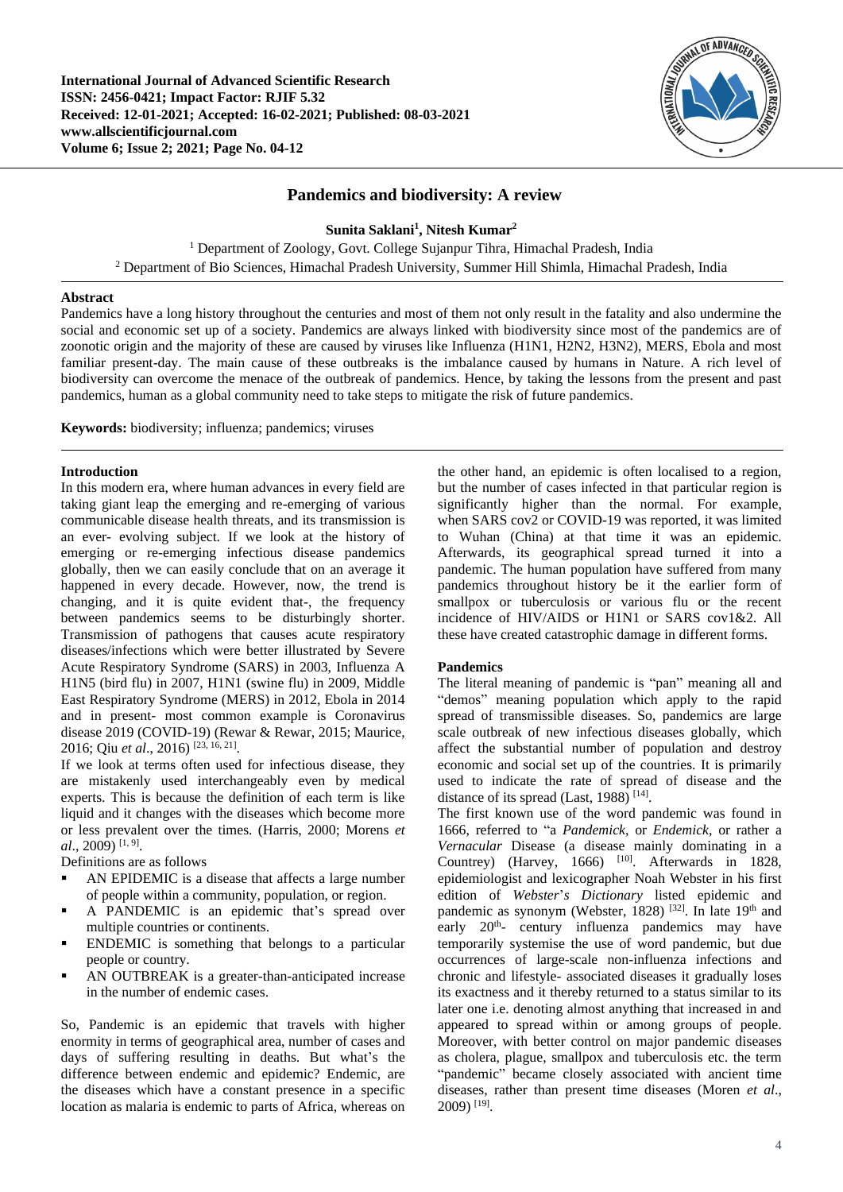# Pandemics and biodiversity: A review

**Sunita Saklani[1], Nitesh Kumar[2]**

[1] Department of Zoology, Govt. College Sujanpur Tihra, Himachal Pradesh, India

[2] Department of Bio Sciences, Himachal Pradesh University, Summer Hill Shimla, Himachal Pradesh, India

## Abstract

Pandemics have a long history throughout the centuries and most of them not only result in the fatality and also undermine the social and economic set up of a society. Pandemics are always linked with biodiversity since most of the pandemics are of zoonotic origin and the majority of these are caused by viruses like Influenza (H1N1, H2N2, H3N2), MERS, Ebola and most familiar present-day. The main cause of these outbreaks is the imbalance caused by humans in Nature. A rich level of biodiversity can overcome the menace of the outbreak of pandemics. Hence, by taking the lessons from the present and past pandemics, human as a global community need to take steps to mitigate the risk of future pandemics.

**Keywords:** biodiversity; influenza; pandemics; viruses

## Introduction

In this modern era, where human advances in every field are taking giant leap the emerging and re-emerging of various communicable disease health threats, and its transmission is an ever- evolving subject. If we look at the history of emerging or re-emerging infectious disease pandemics globally, then we can easily conclude that on an average it happened in every decade. However, now, the trend is changing, and it is quite evident that-, the frequency between pandemics seems to be disturbingly shorter. Transmission of pathogens that causes acute respiratory diseases/infections which were better illustrated by Severe Acute Respiratory Syndrome (SARS) in 2003, Influenza A H1N5 (bird flu) in 2007, H1N1 (swine flu) in 2009, Middle East Respiratory Syndrome (MERS) in 2012, Ebola in 2014 and in present- most common example is Coronavirus disease 2019 (COVID-19) (Rewar & Rewar, 2015; Maurice, 2016; Qiu *et al*., 2016) [23, 16, 21].

If we look at terms often used for infectious disease, they are mistakenly used interchangeably even by medical experts. This is because the definition of each term is like liquid and it changes with the diseases which become more or less prevalent over the times. (Harris, 2000; Morens *et al*., 2009) [1, 9].

Definitions are as follows

- AN EPIDEMIC is a disease that affects a large number of people within a community, population, or region.
- A PANDEMIC is an epidemic that's spread over multiple countries or continents.
- ENDEMIC is something that belongs to a particular people or country.
- AN OUTBREAK is a greater-than-anticipated increase in the number of endemic cases.

So, Pandemic is an epidemic that travels with higher enormity in terms of geographical area, number of cases and days of suffering resulting in deaths. But what's the difference between endemic and epidemic? Endemic, are the diseases which have a constant presence in a specific location as malaria is endemic to parts of Africa, whereas on the other hand, an epidemic is often localised to a region, but the number of cases infected in that particular region is significantly higher than the normal. For example, when SARS cov2 or COVID-19 was reported, it was limited to Wuhan (China) at that time it was an epidemic. Afterwards, its geographical spread turned it into a pandemic. The human population have suffered from many pandemics throughout history be it the earlier form of smallpox or tuberculosis or various flu or the recent incidence of HIV/AIDS or H1N1 or SARS cov1&2. All these have created catastrophic damage in different forms.

## Pandemics

The literal meaning of pandemic is "pan" meaning all and "demos" meaning population which apply to the rapid spread of transmissible diseases. So, pandemics are large scale outbreak of new infectious diseases globally, which affect the substantial number of population and destroy economic and social set up of the countries. It is primarily used to indicate the rate of spread of disease and the distance of its spread (Last, 1988) [14].

The first known use of the word pandemic was found in 1666, referred to "a *Pandemick*, or *Endemick*, or rather a *Vernacular* Disease (a disease mainly dominating in a Countrey) (Harvey, 1666) [10]. Afterwards in 1828, epidemiologist and lexicographer Noah Webster in his first edition of *Webster*'*s Dictionary* listed epidemic and pandemic as synonym (Webster, 1828) [32]. In late 19th and early 20th- century influenza pandemics may have temporarily systemise the use of word pandemic, but due occurrences of large-scale non-influenza infections and chronic and lifestyle- associated diseases it gradually loses its exactness and it thereby returned to a status similar to its later one i.e. denoting almost anything that increased in and appeared to spread within or among groups of people. Moreover, with better control on major pandemic diseases as cholera, plague, smallpox and tuberculosis etc. the term "pandemic" became closely associated with ancient time diseases, rather than present time diseases (Moren *et al*., 2009) [19].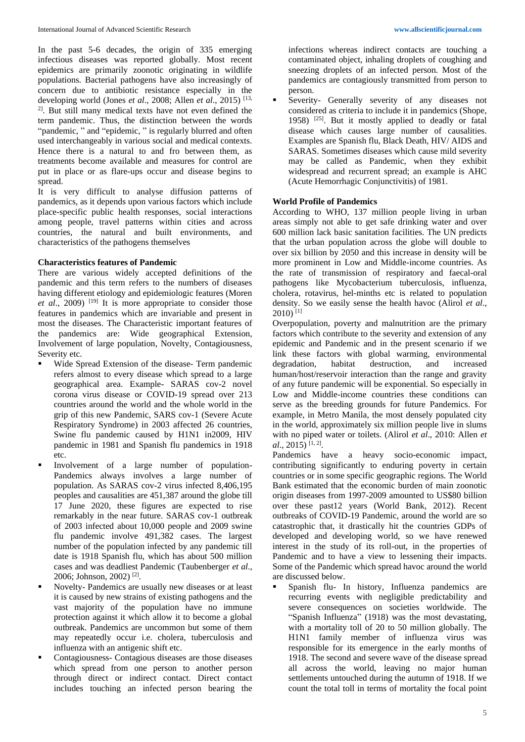In the past 5-6 decades, the origin of 335 emerging infectious diseases was reported globally. Most recent epidemics are primarily zoonotic originating in wildlife populations. Bacterial pathogens have also increasingly of concern due to antibiotic resistance especially in the developing world (Jones *et al*., 2008; Allen *et al*., 2015) [13, 2]. But still many medical texts have not even defined the term pandemic. Thus, the distinction between the words "pandemic, " and "epidemic, " is regularly blurred and often used interchangeably in various social and medical contexts. Hence there is a natural to and fro between them, as treatments become available and measures for control are put in place or as flare-ups occur and disease begins to spread.

It is very difficult to analyse diffusion patterns of pandemics, as it depends upon various factors which include place-specific public health responses, social interactions among people, travel patterns within cities and across countries, the natural and built environments, and characteristics of the pathogens themselves

**Characteristics features of Pandemic**

There are various widely accepted definitions of the pandemic and this term refers to the numbers of diseases having different etiology and epidemiologic features (Moren *et al*., 2009) [19] It is more appropriate to consider those features in pandemics which are invariable and present in most the diseases. The Characteristic important features of the pandemics are: Wide geographical Extension, Involvement of large population, Novelty, Contagiousness, Severity etc.

- Wide Spread Extension of the disease- Term pandemic refers almost to every disease which spread to a large geographical area. Example- SARAS cov-2 novel corona virus disease or COVID-19 spread over 213 countries around the world and the whole world in the grip of this new Pandemic, SARS cov-1 (Severe Acute Respiratory Syndrome) in 2003 affected 26 countries, Swine flu pandemic caused by H1N1 in2009, HIV pandemic in 1981 and Spanish flu pandemics in 1918 etc.
- Involvement of a large number of population- Pandemics always involves a large number of population. As SARAS cov-2 virus infected 8,406,195 peoples and causalities are 451,387 around the globe till 17 June 2020, these figures are expected to rise remarkably in the near future. SARAS cov-1 outbreak of 2003 infected about 10,000 people and 2009 swine flu pandemic involve 491,382 cases. The largest number of the population infected by any pandemic till date is 1918 Spanish flu, which has about 500 million cases and was deadliest Pandemic (Taubenberger *et al*., 2006; Johnson, 2002) [2].
- Novelty- Pandemics are usually new diseases or at least it is caused by new strains of existing pathogens and the vast majority of the population have no immune protection against it which allow it to become a global outbreak. Pandemics are uncommon but some of them may repeatedly occur i.e. cholera, tuberculosis and influenza with an antigenic shift etc.
- Contagiousness- Contagious diseases are those diseases which spread from one person to another person through direct or indirect contact. Direct contact includes touching an infected person bearing the infections whereas indirect contacts are touching a contaminated object, inhaling droplets of coughing and sneezing droplets of an infected person. Most of the pandemics are contagiously transmitted from person to person.
- Severity- Generally severity of any diseases not considered as criteria to include it in pandemics (Shope, 1958) [25]. But it mostly applied to deadly or fatal disease which causes large number of causalities. Examples are Spanish flu, Black Death, HIV/ AIDS and SARAS. Sometimes diseases which cause mild severity may be called as Pandemic, when they exhibit widespread and recurrent spread; an example is AHC (Acute Hemorrhagic Conjunctivitis) of 1981.

**World Profile of Pandemics**

According to WHO, 137 million people living in urban areas simply not able to get safe drinking water and over 600 million lack basic sanitation facilities. The UN predicts that the urban population across the globe will double to over six billion by 2050 and this increase in density will be more prominent in Low and Middle-income countries. As the rate of transmission of respiratory and faecal-oral pathogens like Mycobacterium tuberculosis, influenza, cholera, rotavirus, hel-minths etc is related to population density. So we easily sense the health havoc (Alirol *et al*., 2010) [1]

Overpopulation, poverty and malnutrition are the primary factors which contribute to the severity and extension of any epidemic and Pandemic and in the present scenario if we link these factors with global warming, environmental degradation, habitat destruction, and increased human/host/reservoir interaction than the range and gravity of any future pandemic will be exponential. So especially in Low and Middle-income countries these conditions can serve as the breeding grounds for future Pandemics. For example, in Metro Manila, the most densely populated city in the world, approximately six million people live in slums with no piped water or toilets. (Alirol *et al*., 2010: Allen *et al*., 2015) [1, 2].

Pandemics have a heavy socio-economic impact, contributing significantly to enduring poverty in certain countries or in some specific geographic regions. The World Bank estimated that the economic burden of main zoonotic origin diseases from 1997-2009 amounted to US$80 billion over these past12 years (World Bank, 2012). Recent outbreaks of COVID-19 Pandemic, around the world are so catastrophic that, it drastically hit the countries GDPs of developed and developing world, so we have renewed interest in the study of its roll-out, in the properties of Pandemic and to have a view to lessening their impacts. Some of the Pandemic which spread havoc around the world are discussed below.

- Spanish flu- In history, Influenza pandemics are recurring events with negligible predictability and severe consequences on societies worldwide. The "Spanish Influenza" (1918) was the most devastating, with a mortality toll of 20 to 50 million globally. The H1N1 family member of influenza virus was responsible for its emergence in the early months of 1918. The second and severe wave of the disease spread all across the world, leaving no major human settlements untouched during the autumn of 1918. If we count the total toll in terms of mortality the focal point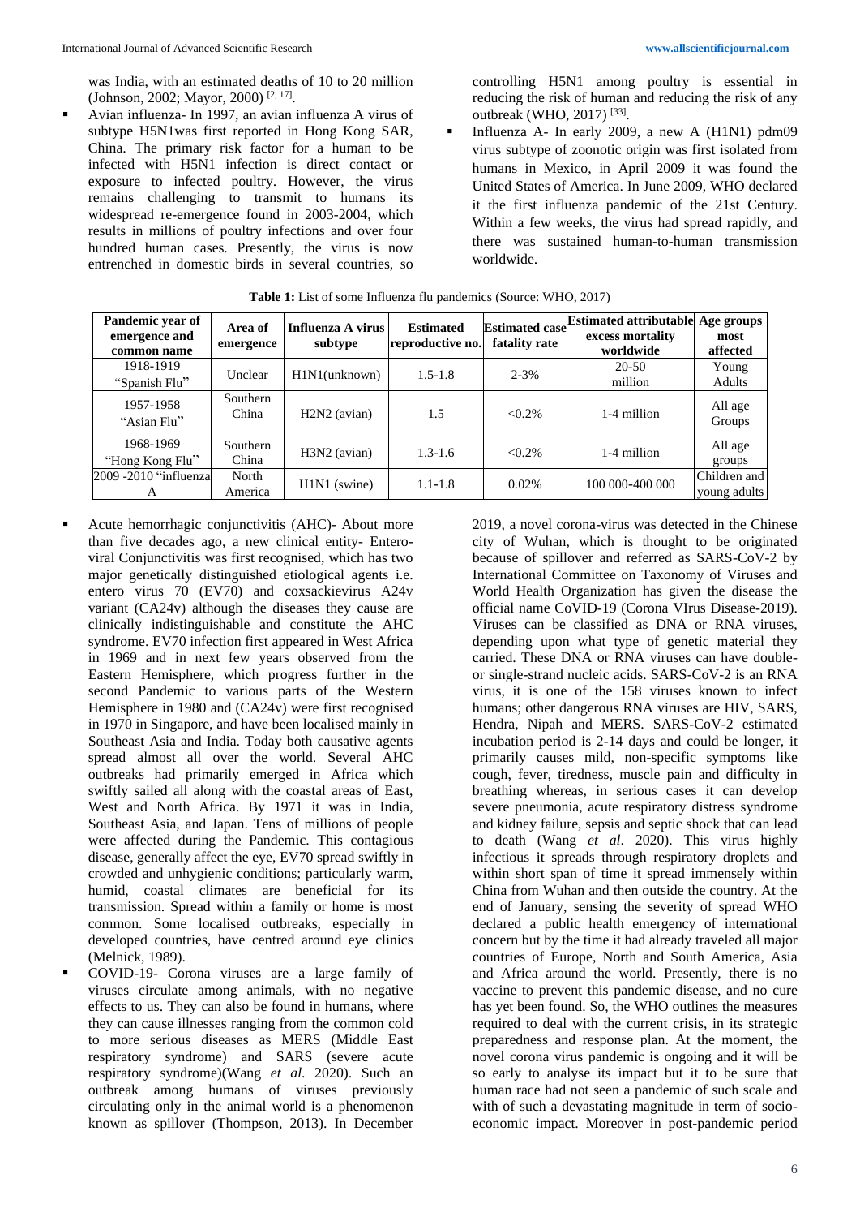was India, with an estimated deaths of 10 to 20 million (Johnson, 2002; Mayor, 2000) [2, 17].

- Avian influenza- In 1997, an avian influenza A virus of subtype H5N1was first reported in Hong Kong SAR, China. The primary risk factor for a human to be infected with H5N1 infection is direct contact or exposure to infected poultry. However, the virus remains challenging to transmit to humans its widespread re-emergence found in 2003-2004, which results in millions of poultry infections and over four hundred human cases. Presently, the virus is now entrenched in domestic birds in several countries, so controlling H5N1 among poultry is essential in reducing the risk of human and reducing the risk of any outbreak (WHO, 2017) [33].
- Influenza A- In early 2009, a new A (H1N1) pdm09 virus subtype of zoonotic origin was first isolated from humans in Mexico, in April 2009 it was found the United States of America. In June 2009, WHO declared it the first influenza pandemic of the 21st Century. Within a few weeks, the virus had spread rapidly, and there was sustained human-to-human transmission worldwide.

**Table 1:** List of some Influenza flu pandemics (Source: WHO, 2017)

| Pandemic year of emergence and common name | Area of emergence | Influenza A virus subtype | Estimated reproductive no. | Estimated case fatality rate | Estimated attributable excess mortality worldwide | Age groups most affected |
|---|---|---|---|---|---|---|
| 1918-1919 "Spanish Flu" | Unclear | H1N1(unknown) | 1.5-1.8 | 2-3% | 20-50 million | Young Adults |
| 1957-1958 "Asian Flu" | Southern China | H2N2 (avian) | 1.5 | <0.2% | 1-4 million | All age Groups |
| 1968-1969 "Hong Kong Flu" | Southern China | H3N2 (avian) | 1.3-1.6 | <0.2% | 1-4 million | All age groups |
| 2009 -2010 "influenza A | North America | H1N1 (swine) | 1.1-1.8 | 0.02% | 100 000-400 000 | Children and young adults |

- Acute hemorrhagic conjunctivitis (AHC)- About more than five decades ago, a new clinical entity- Entero-viral Conjunctivitis was first recognised, which has two major genetically distinguished etiological agents i.e. entero virus 70 (EV70) and coxsackievirus A24v variant (CA24v) although the diseases they cause are clinically indistinguishable and constitute the AHC syndrome. EV70 infection first appeared in West Africa in 1969 and in next few years observed from the Eastern Hemisphere, which progress further in the second Pandemic to various parts of the Western Hemisphere in 1980 and (CA24v) were first recognised in 1970 in Singapore, and have been localised mainly in Southeast Asia and India. Today both causative agents spread almost all over the world. Several AHC outbreaks had primarily emerged in Africa which swiftly sailed all along with the coastal areas of East, West and North Africa. By 1971 it was in India, Southeast Asia, and Japan. Tens of millions of people were affected during the Pandemic. This contagious disease, generally affect the eye, EV70 spread swiftly in crowded and unhygienic conditions; particularly warm, humid, coastal climates are beneficial for its transmission. Spread within a family or home is most common. Some localised outbreaks, especially in developed countries, have centred around eye clinics (Melnick, 1989).
- COVID-19- Corona viruses are a large family of viruses circulate among animals, with no negative effects to us. They can also be found in humans, where they can cause illnesses ranging from the common cold to more serious diseases as MERS (Middle East respiratory syndrome) and SARS (severe acute respiratory syndrome)(Wang *et al*. 2020). Such an outbreak among humans of viruses previously circulating only in the animal world is a phenomenon known as spillover (Thompson, 2013). In December 2019, a novel corona-virus was detected in the Chinese city of Wuhan, which is thought to be originated because of spillover and referred as SARS-CoV-2 by International Committee on Taxonomy of Viruses and World Health Organization has given the disease the official name CoVID-19 (Corona VIrus Disease-2019). Viruses can be classified as DNA or RNA viruses, depending upon what type of genetic material they carried. These DNA or RNA viruses can have double- or single-strand nucleic acids. SARS-CoV-2 is an RNA virus, it is one of the 158 viruses known to infect humans; other dangerous RNA viruses are HIV, SARS, Hendra, Nipah and MERS. SARS-CoV-2 estimated incubation period is 2-14 days and could be longer, it primarily causes mild, non-specific symptoms like cough, fever, tiredness, muscle pain and difficulty in breathing whereas, in serious cases it can develop severe pneumonia, acute respiratory distress syndrome and kidney failure, sepsis and septic shock that can lead to death (Wang *et al*. 2020). This virus highly infectious it spreads through respiratory droplets and within short span of time it spread immensely within China from Wuhan and then outside the country. At the end of January, sensing the severity of spread WHO declared a public health emergency of international concern but by the time it had already traveled all major countries of Europe, North and South America, Asia and Africa around the world. Presently, there is no vaccine to prevent this pandemic disease, and no cure has yet been found. So, the WHO outlines the measures required to deal with the current crisis, in its strategic preparedness and response plan. At the moment, the novel corona virus pandemic is ongoing and it will be so early to analyse its impact but it to be sure that human race had not seen a pandemic of such scale and with of such a devastating magnitude in term of socio-economic impact. Moreover in post-pandemic period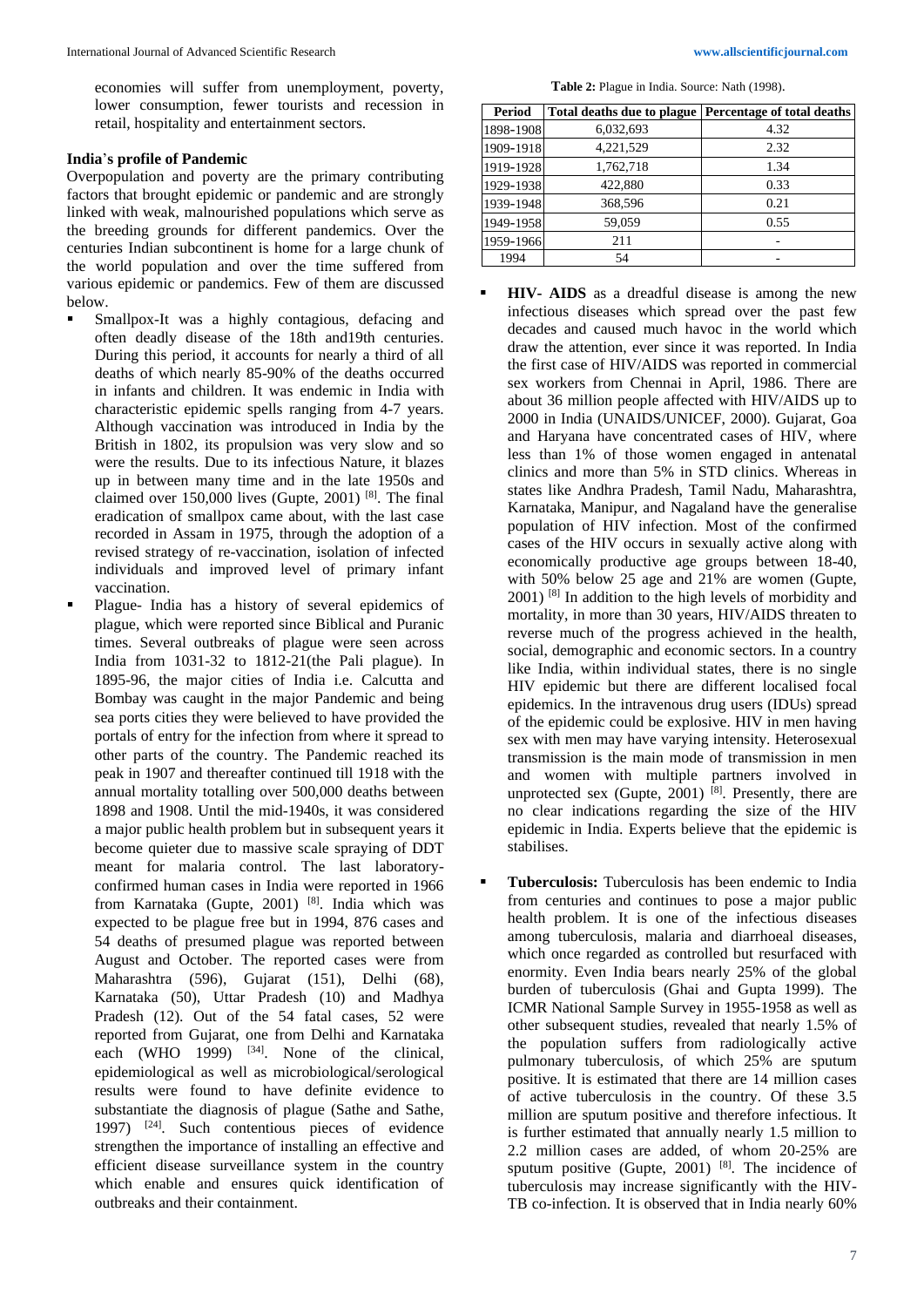economies will suffer from unemployment, poverty, lower consumption, fewer tourists and recession in retail, hospitality and entertainment sectors.

**India's profile of Pandemic**

Overpopulation and poverty are the primary contributing factors that brought epidemic or pandemic and are strongly linked with weak, malnourished populations which serve as the breeding grounds for different pandemics. Over the centuries Indian subcontinent is home for a large chunk of the world population and over the time suffered from various epidemic or pandemics. Few of them are discussed below.

- Smallpox-It was a highly contagious, defacing and often deadly disease of the 18th and19th centuries. During this period, it accounts for nearly a third of all deaths of which nearly 85-90% of the deaths occurred in infants and children. It was endemic in India with characteristic epidemic spells ranging from 4-7 years. Although vaccination was introduced in India by the British in 1802, its propulsion was very slow and so were the results. Due to its infectious Nature, it blazes up in between many time and in the late 1950s and claimed over 150,000 lives (Gupte, 2001) [8]. The final eradication of smallpox came about, with the last case recorded in Assam in 1975, through the adoption of a revised strategy of re-vaccination, isolation of infected individuals and improved level of primary infant vaccination.
- Plague- India has a history of several epidemics of plague, which were reported since Biblical and Puranic times. Several outbreaks of plague were seen across India from 1031-32 to 1812-21(the Pali plague). In 1895-96, the major cities of India i.e. Calcutta and Bombay was caught in the major Pandemic and being sea ports cities they were believed to have provided the portals of entry for the infection from where it spread to other parts of the country. The Pandemic reached its peak in 1907 and thereafter continued till 1918 with the annual mortality totalling over 500,000 deaths between 1898 and 1908. Until the mid-1940s, it was considered a major public health problem but in subsequent years it become quieter due to massive scale spraying of DDT meant for malaria control. The last laboratory-confirmed human cases in India were reported in 1966 from Karnataka (Gupte, 2001) [8]. India which was expected to be plague free but in 1994, 876 cases and 54 deaths of presumed plague was reported between August and October. The reported cases were from Maharashtra (596), Gujarat (151), Delhi (68), Karnataka (50), Uttar Pradesh (10) and Madhya Pradesh (12). Out of the 54 fatal cases, 52 were reported from Gujarat, one from Delhi and Karnataka each (WHO 1999) [34]. None of the clinical, epidemiological as well as microbiological/serological results were found to have definite evidence to substantiate the diagnosis of plague (Sathe and Sathe, 1997) [24]. Such contentious pieces of evidence strengthen the importance of installing an effective and efficient disease surveillance system in the country which enable and ensures quick identification of outbreaks and their containment.

**Table 2:** Plague in India. Source: Nath (1998).

| Period | Total deaths due to plague | Percentage of total deaths |
|---|---|---|
| 1898-1908 | 6,032,693 | 4.32 |
| 1909-1918 | 4,221,529 | 2.32 |
| 1919-1928 | 1,762,718 | 1.34 |
| 1929-1938 | 422,880 | 0.33 |
| 1939-1948 | 368,596 | 0.21 |
| 1949-1958 | 59,059 | 0.55 |
| 1959-1966 | 211 | - |
| 1994 | 54 | - |

- **HIV- AIDS** as a dreadful disease is among the new infectious diseases which spread over the past few decades and caused much havoc in the world which draw the attention, ever since it was reported. In India the first case of HIV/AIDS was reported in commercial sex workers from Chennai in April, 1986. There are about 36 million people affected with HIV/AIDS up to 2000 in India (UNAIDS/UNICEF, 2000). Gujarat, Goa and Haryana have concentrated cases of HIV, where less than 1% of those women engaged in antenatal clinics and more than 5% in STD clinics. Whereas in states like Andhra Pradesh, Tamil Nadu, Maharashtra, Karnataka, Manipur, and Nagaland have the generalise population of HIV infection. Most of the confirmed cases of the HIV occurs in sexually active along with economically productive age groups between 18-40, with 50% below 25 age and 21% are women (Gupte, 2001) [8] In addition to the high levels of morbidity and mortality, in more than 30 years, HIV/AIDS threaten to reverse much of the progress achieved in the health, social, demographic and economic sectors. In a country like India, within individual states, there is no single HIV epidemic but there are different localised focal epidemics. In the intravenous drug users (IDUs) spread of the epidemic could be explosive. HIV in men having sex with men may have varying intensity. Heterosexual transmission is the main mode of transmission in men and women with multiple partners involved in unprotected sex (Gupte, 2001) [8]. Presently, there are no clear indications regarding the size of the HIV epidemic in India. Experts believe that the epidemic is stabilises.
- **Tuberculosis:** Tuberculosis has been endemic to India from centuries and continues to pose a major public health problem. It is one of the infectious diseases among tuberculosis, malaria and diarrhoeal diseases, which once regarded as controlled but resurfaced with enormity. Even India bears nearly 25% of the global burden of tuberculosis (Ghai and Gupta 1999). The ICMR National Sample Survey in 1955-1958 as well as other subsequent studies, revealed that nearly 1.5% of the population suffers from radiologically active pulmonary tuberculosis, of which 25% are sputum positive. It is estimated that there are 14 million cases of active tuberculosis in the country. Of these 3.5 million are sputum positive and therefore infectious. It is further estimated that annually nearly 1.5 million to 2.2 million cases are added, of whom 20-25% are sputum positive (Gupte, 2001) [8]. The incidence of tuberculosis may increase significantly with the HIV-TB co-infection. It is observed that in India nearly 60%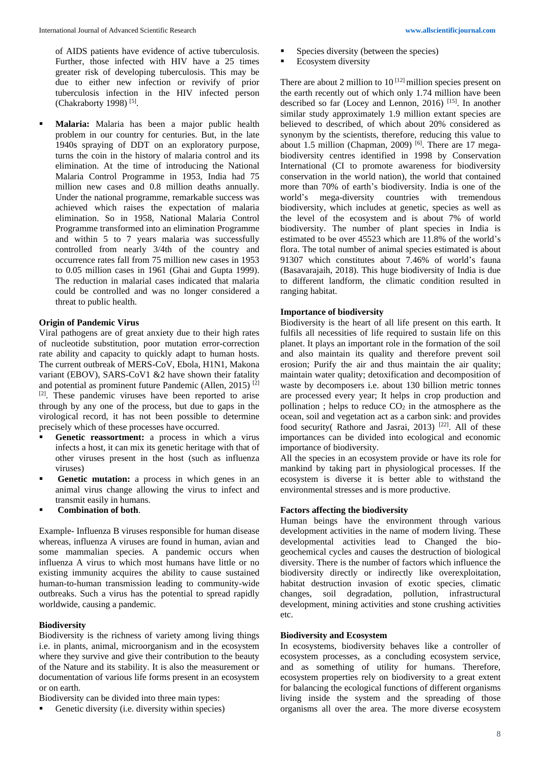of AIDS patients have evidence of active tuberculosis. Further, those infected with HIV have a 25 times greater risk of developing tuberculosis. This may be due to either new infection or revivify of prior tuberculosis infection in the HIV infected person (Chakraborty 1998) [5].

- **Malaria:** Malaria has been a major public health problem in our country for centuries. But, in the late 1940s spraying of DDT on an exploratory purpose, turns the coin in the history of malaria control and its elimination. At the time of introducing the National Malaria Control Programme in 1953, India had 75 million new cases and 0.8 million deaths annually. Under the national programme, remarkable success was achieved which raises the expectation of malaria elimination. So in 1958, National Malaria Control Programme transformed into an elimination Programme and within 5 to 7 years malaria was successfully controlled from nearly 3/4th of the country and occurrence rates fall from 75 million new cases in 1953 to 0.05 million cases in 1961 (Ghai and Gupta 1999). The reduction in malarial cases indicated that malaria could be controlled and was no longer considered a threat to public health.

### Origin of Pandemic Virus

Viral pathogens are of great anxiety due to their high rates of nucleotide substitution, poor mutation error-correction rate ability and capacity to quickly adapt to human hosts. The current outbreak of MERS-CoV, Ebola, H1N1, Makona variant (EBOV), SARS-CoV1 &2 have shown their fatality and potential as prominent future Pandemic (Allen, 2015) [2] [2]. These pandemic viruses have been reported to arise through by any one of the process, but due to gaps in the virological record, it has not been possible to determine precisely which of these processes have occurred.

- **Genetic reassortment:** a process in which a virus infects a host, it can mix its genetic heritage with that of other viruses present in the host (such as influenza viruses)
- **Genetic mutation:** a process in which genes in an animal virus change allowing the virus to infect and transmit easily in humans.
- **Combination of both**.

Example- Influenza B viruses responsible for human disease whereas, influenza A viruses are found in human, avian and some mammalian species. A pandemic occurs when influenza A virus to which most humans have little or no existing immunity acquires the ability to cause sustained human-to-human transmission leading to community-wide outbreaks. Such a virus has the potential to spread rapidly worldwide, causing a pandemic.

### Biodiversity

Biodiversity is the richness of variety among living things i.e. in plants, animal, microorganism and in the ecosystem where they survive and give their contribution to the beauty of the Nature and its stability. It is also the measurement or documentation of various life forms present in an ecosystem or on earth.

Biodiversity can be divided into three main types:

- Genetic diversity (i.e. diversity within species)
- Species diversity (between the species)
- Ecosystem diversity

There are about 2 million to 10 [12] million species present on the earth recently out of which only 1.74 million have been described so far (Locey and Lennon, 2016) [15]. In another similar study approximately 1.9 million extant species are believed to described, of which about 20% considered as synonym by the scientists, therefore, reducing this value to about 1.5 million (Chapman, 2009) [6]. There are 17 mega-biodiversity centres identified in 1998 by Conservation International (CI to promote awareness for biodiversity conservation in the world nation), the world that contained more than 70% of earth's biodiversity. India is one of the world's mega-diversity countries with tremendous biodiversity, which includes at genetic, species as well as the level of the ecosystem and is about 7% of world biodiversity. The number of plant species in India is estimated to be over 45523 which are 11.8% of the world's flora. The total number of animal species estimated is about 91307 which constitutes about 7.46% of world's fauna (Basavarajaih, 2018). This huge biodiversity of India is due to different landform, the climatic condition resulted in ranging habitat.

### Importance of biodiversity

Biodiversity is the heart of all life present on this earth. It fulfils all necessities of life required to sustain life on this planet. It plays an important role in the formation of the soil and also maintain its quality and therefore prevent soil erosion; Purify the air and thus maintain the air quality; maintain water quality; detoxification and decomposition of waste by decomposers i.e. about 130 billion metric tonnes are processed every year; It helps in crop production and pollination ; helps to reduce $CO_2$ in the atmosphere as the ocean, soil and vegetation act as a carbon sink: and provides food security( Rathore and Jasrai, 2013) [22]. All of these importances can be divided into ecological and economic importance of biodiversity.

All the species in an ecosystem provide or have its role for mankind by taking part in physiological processes. If the ecosystem is diverse it is better able to withstand the environmental stresses and is more productive.

### Factors affecting the biodiversity

Human beings have the environment through various development activities in the name of modern living. These developmental activities lead to Changed the bio-geochemical cycles and causes the destruction of biological diversity. There is the number of factors which influence the biodiversity directly or indirectly like overexploitation, habitat destruction invasion of exotic species, climatic changes, soil degradation, pollution, infrastructural development, mining activities and stone crushing activities etc.

### Biodiversity and Ecosystem

In ecosystems, biodiversity behaves like a controller of ecosystem processes, as a concluding ecosystem service, and as something of utility for humans. Therefore, ecosystem properties rely on biodiversity to a great extent for balancing the ecological functions of different organisms living inside the system and the spreading of those organisms all over the area. The more diverse ecosystem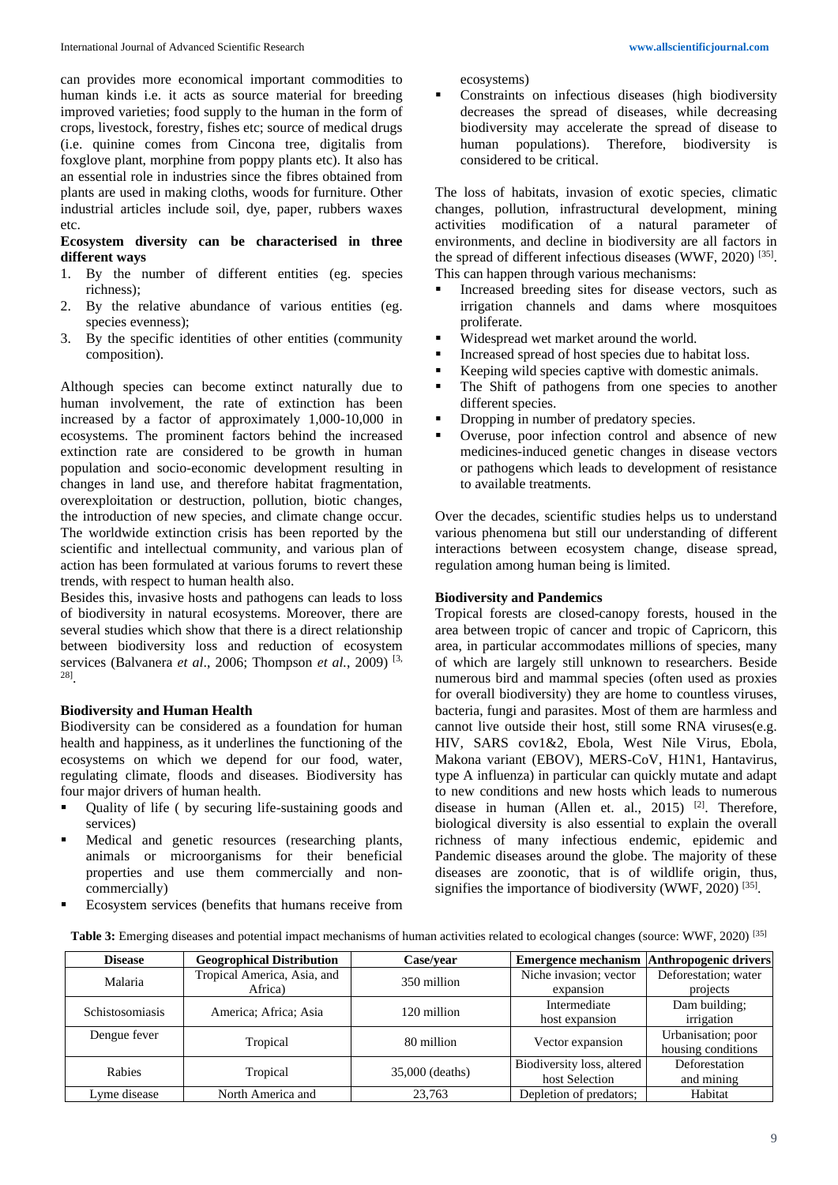can provides more economical important commodities to human kinds i.e. it acts as source material for breeding improved varieties; food supply to the human in the form of crops, livestock, forestry, fishes etc; source of medical drugs (i.e. quinine comes from Cincona tree, digitalis from foxglove plant, morphine from poppy plants etc). It also has an essential role in industries since the fibres obtained from plants are used in making cloths, woods for furniture. Other industrial articles include soil, dye, paper, rubbers waxes etc.

**Ecosystem diversity can be characterised in three different ways**

1. By the number of different entities (eg. species richness);
2. By the relative abundance of various entities (eg. species evenness);
3. By the specific identities of other entities (community composition).

Although species can become extinct naturally due to human involvement, the rate of extinction has been increased by a factor of approximately 1,000-10,000 in ecosystems. The prominent factors behind the increased extinction rate are considered to be growth in human population and socio-economic development resulting in changes in land use, and therefore habitat fragmentation, overexploitation or destruction, pollution, biotic changes, the introduction of new species, and climate change occur. The worldwide extinction crisis has been reported by the scientific and intellectual community, and various plan of action has been formulated at various forums to revert these trends, with respect to human health also.

Besides this, invasive hosts and pathogens can leads to loss of biodiversity in natural ecosystems. Moreover, there are several studies which show that there is a direct relationship between biodiversity loss and reduction of ecosystem services (Balvanera *et al*., 2006; Thompson *et al.*, 2009) [3, 28].

### Biodiversity and Human Health

Biodiversity can be considered as a foundation for human health and happiness, as it underlines the functioning of the ecosystems on which we depend for our food, water, regulating climate, floods and diseases. Biodiversity has four major drivers of human health.

- Quality of life ( by securing life-sustaining goods and services)
- Medical and genetic resources (researching plants, animals or microorganisms for their beneficial properties and use them commercially and non-commercially)
- Ecosystem services (benefits that humans receive from ecosystems)
- Constraints on infectious diseases (high biodiversity decreases the spread of diseases, while decreasing biodiversity may accelerate the spread of disease to human populations). Therefore, biodiversity is considered to be critical.

The loss of habitats, invasion of exotic species, climatic changes, pollution, infrastructural development, mining activities modification of a natural parameter of environments, and decline in biodiversity are all factors in the spread of different infectious diseases (WWF, 2020) [35]. This can happen through various mechanisms:

- Increased breeding sites for disease vectors, such as irrigation channels and dams where mosquitoes proliferate.
- Widespread wet market around the world.
- Increased spread of host species due to habitat loss.
- Keeping wild species captive with domestic animals.
- The Shift of pathogens from one species to another different species.
- Dropping in number of predatory species.
- Overuse, poor infection control and absence of new medicines-induced genetic changes in disease vectors or pathogens which leads to development of resistance to available treatments.

Over the decades, scientific studies helps us to understand various phenomena but still our understanding of different interactions between ecosystem change, disease spread, regulation among human being is limited.

### Biodiversity and Pandemics

Tropical forests are closed-canopy forests, housed in the area between tropic of cancer and tropic of Capricorn, this area, in particular accommodates millions of species, many of which are largely still unknown to researchers. Beside numerous bird and mammal species (often used as proxies for overall biodiversity) they are home to countless viruses, bacteria, fungi and parasites. Most of them are harmless and cannot live outside their host, still some RNA viruses(e.g. HIV, SARS cov1&2, Ebola, West Nile Virus, Ebola, Makona variant (EBOV), MERS-CoV, H1N1, Hantavirus, type A influenza) in particular can quickly mutate and adapt to new conditions and new hosts which leads to numerous disease in human (Allen et. al., 2015) [2]. Therefore, biological diversity is also essential to explain the overall richness of many infectious endemic, epidemic and Pandemic diseases around the globe. The majority of these diseases are zoonotic, that is of wildlife origin, thus, signifies the importance of biodiversity (WWF, 2020) [35].

**Table 3:** Emerging diseases and potential impact mechanisms of human activities related to ecological changes (source: WWF, 2020) [35]

| Disease | Geogrophical Distribution | Case/year | Emergence mechanism | Anthropogenic drivers |
|---|---|---|---|---|
| Malaria | Tropical America, Asia, and Africa) | 350 million | Niche invasion; vector expansion | Deforestation; water projects |
| Schistosomiasis | America; Africa; Asia | 120 million | Intermediate host expansion | Dam building; irrigation |
| Dengue fever | Tropical | 80 million | Vector expansion | Urbanisation; poor housing conditions |
| Rabies | Tropical | 35,000 (deaths) | Biodiversity loss, altered host Selection | Deforestation and mining |
| Lyme disease | North America and | 23,763 | Depletion of predators; | Habitat |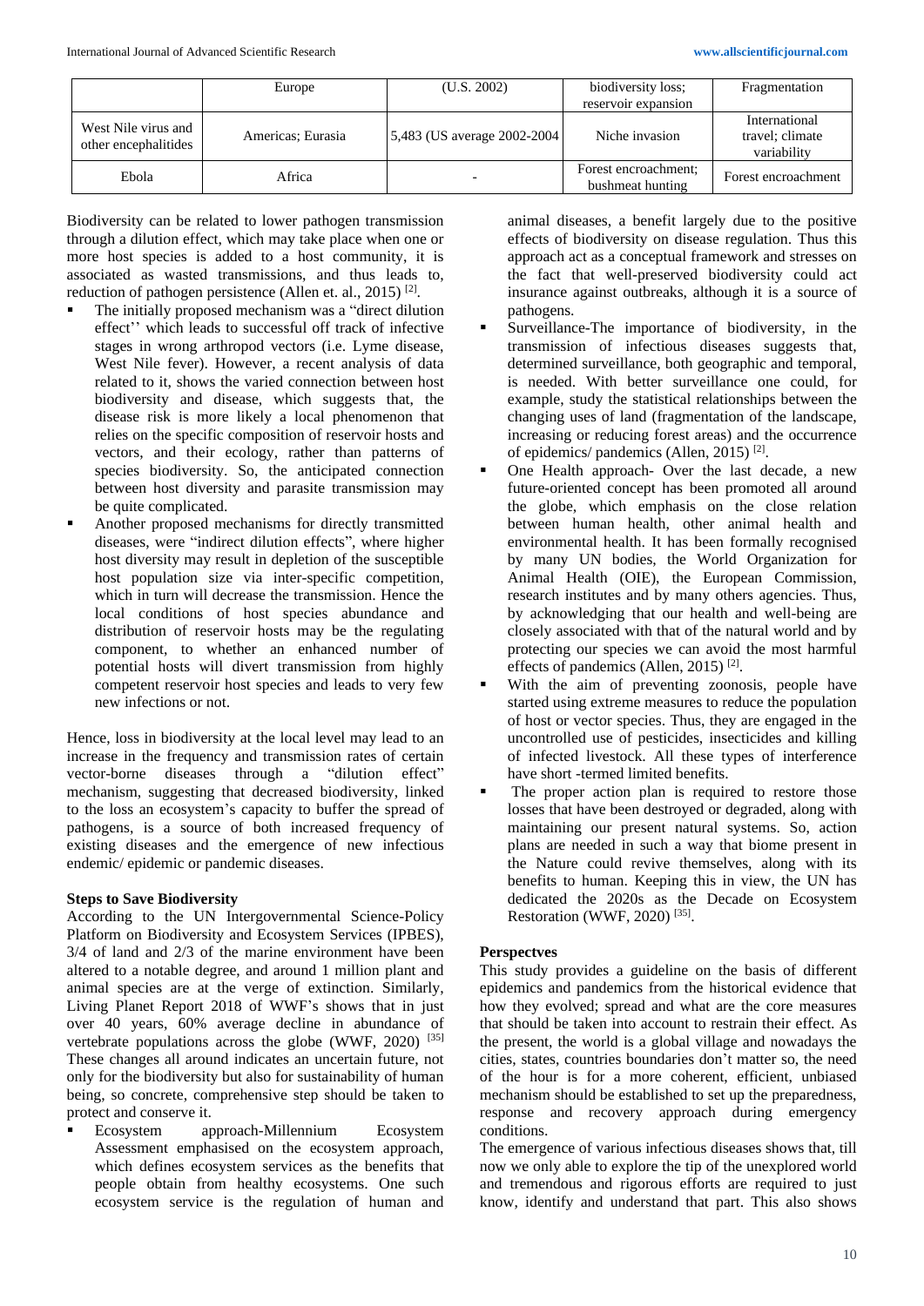| | Europe | (U.S. 2002) | biodiversity loss; reservoir expansion | Fragmentation |
|---|---|---|---|---|
| West Nile virus and other encephalitides | Americas; Eurasia | 5,483 (US average 2002-2004 | Niche invasion | International travel; climate variability |
| Ebola | Africa | - | Forest encroachment; bushmeat hunting | Forest encroachment |

Biodiversity can be related to lower pathogen transmission through a dilution effect, which may take place when one or more host species is added to a host community, it is associated as wasted transmissions, and thus leads to, reduction of pathogen persistence (Allen et. al., 2015) [2].

- The initially proposed mechanism was a "direct dilution effect'' which leads to successful off track of infective stages in wrong arthropod vectors (i.e. Lyme disease, West Nile fever). However, a recent analysis of data related to it, shows the varied connection between host biodiversity and disease, which suggests that, the disease risk is more likely a local phenomenon that relies on the specific composition of reservoir hosts and vectors, and their ecology, rather than patterns of species biodiversity. So, the anticipated connection between host diversity and parasite transmission may be quite complicated.
- Another proposed mechanisms for directly transmitted diseases, were "indirect dilution effects", where higher host diversity may result in depletion of the susceptible host population size via inter-specific competition, which in turn will decrease the transmission. Hence the local conditions of host species abundance and distribution of reservoir hosts may be the regulating component, to whether an enhanced number of potential hosts will divert transmission from highly competent reservoir host species and leads to very few new infections or not.

Hence, loss in biodiversity at the local level may lead to an increase in the frequency and transmission rates of certain vector-borne diseases through a "dilution effect" mechanism, suggesting that decreased biodiversity, linked to the loss an ecosystem's capacity to buffer the spread of pathogens, is a source of both increased frequency of existing diseases and the emergence of new infectious endemic/ epidemic or pandemic diseases.

**Steps to Save Biodiversity**

According to the UN Intergovernmental Science-Policy Platform on Biodiversity and Ecosystem Services (IPBES), 3/4 of land and 2/3 of the marine environment have been altered to a notable degree, and around 1 million plant and animal species are at the verge of extinction. Similarly, Living Planet Report 2018 of WWF's shows that in just over 40 years, 60% average decline in abundance of vertebrate populations across the globe (WWF, 2020) [35] These changes all around indicates an uncertain future, not only for the biodiversity but also for sustainability of human being, so concrete, comprehensive step should be taken to protect and conserve it.

- Ecosystem approach-Millennium Ecosystem Assessment emphasised on the ecosystem approach, which defines ecosystem services as the benefits that people obtain from healthy ecosystems. One such ecosystem service is the regulation of human and animal diseases, a benefit largely due to the positive effects of biodiversity on disease regulation. Thus this approach act as a conceptual framework and stresses on the fact that well-preserved biodiversity could act insurance against outbreaks, although it is a source of pathogens.
- Surveillance-The importance of biodiversity, in the transmission of infectious diseases suggests that, determined surveillance, both geographic and temporal, is needed. With better surveillance one could, for example, study the statistical relationships between the changing uses of land (fragmentation of the landscape, increasing or reducing forest areas) and the occurrence of epidemics/ pandemics (Allen, 2015) [2].
- One Health approach- Over the last decade, a new future-oriented concept has been promoted all around the globe, which emphasis on the close relation between human health, other animal health and environmental health. It has been formally recognised by many UN bodies, the World Organization for Animal Health (OIE), the European Commission, research institutes and by many others agencies. Thus, by acknowledging that our health and well-being are closely associated with that of the natural world and by protecting our species we can avoid the most harmful effects of pandemics (Allen, 2015) [2].
- With the aim of preventing zoonosis, people have started using extreme measures to reduce the population of host or vector species. Thus, they are engaged in the uncontrolled use of pesticides, insecticides and killing of infected livestock. All these types of interference have short -termed limited benefits.
- The proper action plan is required to restore those losses that have been destroyed or degraded, along with maintaining our present natural systems. So, action plans are needed in such a way that biome present in the Nature could revive themselves, along with its benefits to human. Keeping this in view, the UN has dedicated the 2020s as the Decade on Ecosystem Restoration (WWF, 2020) [35].

**Perspectves**

This study provides a guideline on the basis of different epidemics and pandemics from the historical evidence that how they evolved; spread and what are the core measures that should be taken into account to restrain their effect. As the present, the world is a global village and nowadays the cities, states, countries boundaries don't matter so, the need of the hour is for a more coherent, efficient, unbiased mechanism should be established to set up the preparedness, response and recovery approach during emergency conditions.

The emergence of various infectious diseases shows that, till now we only able to explore the tip of the unexplored world and tremendous and rigorous efforts are required to just know, identify and understand that part. This also shows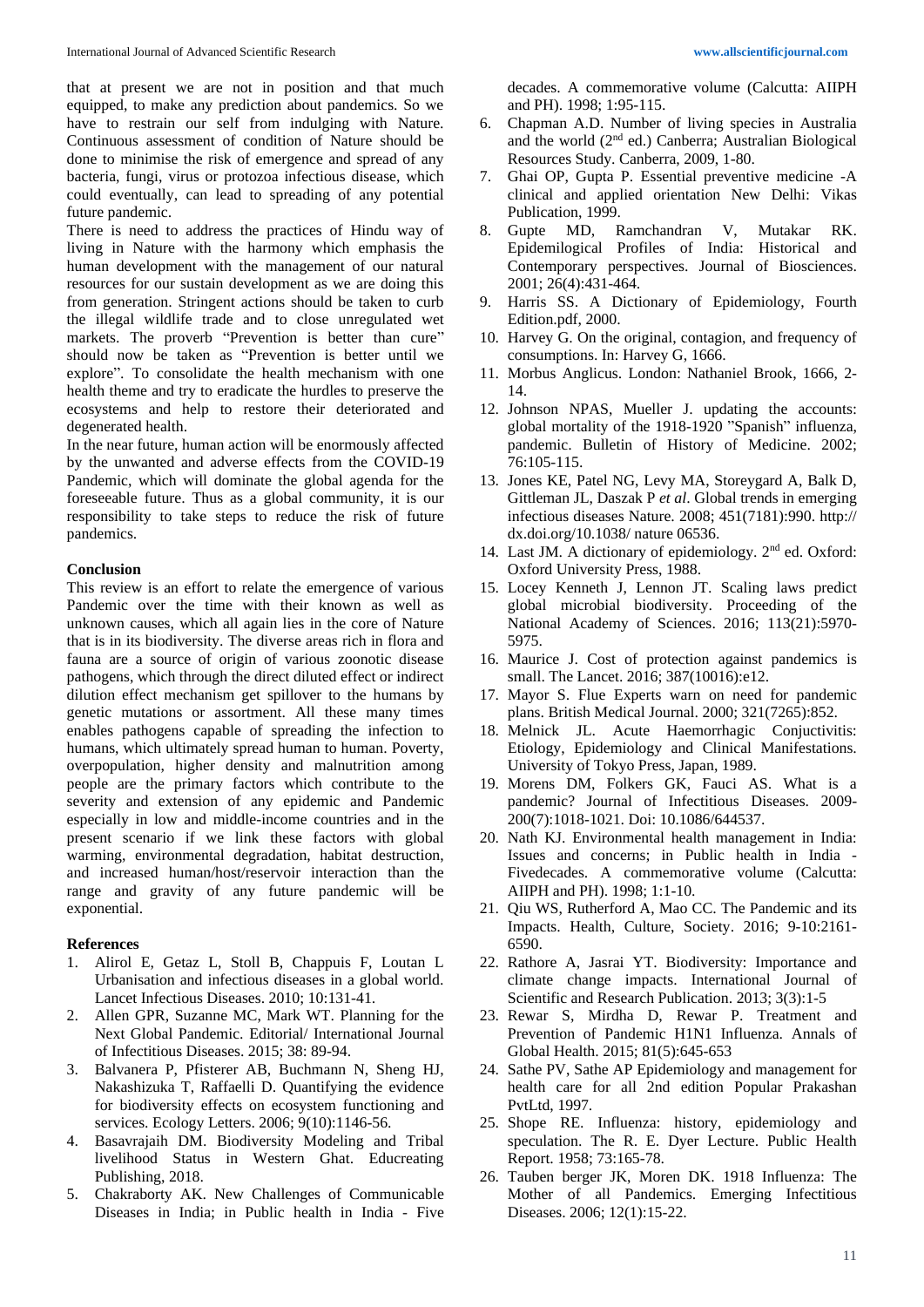that at present we are not in position and that much equipped, to make any prediction about pandemics. So we have to restrain our self from indulging with Nature. Continuous assessment of condition of Nature should be done to minimise the risk of emergence and spread of any bacteria, fungi, virus or protozoa infectious disease, which could eventually, can lead to spreading of any potential future pandemic.

There is need to address the practices of Hindu way of living in Nature with the harmony which emphasis the human development with the management of our natural resources for our sustain development as we are doing this from generation. Stringent actions should be taken to curb the illegal wildlife trade and to close unregulated wet markets. The proverb "Prevention is better than cure" should now be taken as "Prevention is better until we explore". To consolidate the health mechanism with one health theme and try to eradicate the hurdles to preserve the ecosystems and help to restore their deteriorated and degenerated health.

In the near future, human action will be enormously affected by the unwanted and adverse effects from the COVID-19 Pandemic, which will dominate the global agenda for the foreseeable future. Thus as a global community, it is our responsibility to take steps to reduce the risk of future pandemics.

## Conclusion

This review is an effort to relate the emergence of various Pandemic over the time with their known as well as unknown causes, which all again lies in the core of Nature that is in its biodiversity. The diverse areas rich in flora and fauna are a source of origin of various zoonotic disease pathogens, which through the direct diluted effect or indirect dilution effect mechanism get spillover to the humans by genetic mutations or assortment. All these many times enables pathogens capable of spreading the infection to humans, which ultimately spread human to human. Poverty, overpopulation, higher density and malnutrition among people are the primary factors which contribute to the severity and extension of any epidemic and Pandemic especially in low and middle-income countries and in the present scenario if we link these factors with global warming, environmental degradation, habitat destruction, and increased human/host/reservoir interaction than the range and gravity of any future pandemic will be exponential.

## References

1. Alirol E, Getaz L, Stoll B, Chappuis F, Loutan L Urbanisation and infectious diseases in a global world. Lancet Infectious Diseases. 2010; 10:131-41.
2. Allen GPR, Suzanne MC, Mark WT. Planning for the Next Global Pandemic. Editorial/ International Journal of Infectitious Diseases. 2015; 38: 89-94.
3. Balvanera P, Pfisterer AB, Buchmann N, Sheng HJ, Nakashizuka T, Raffaelli D. Quantifying the evidence for biodiversity effects on ecosystem functioning and services. Ecology Letters. 2006; 9(10):1146-56.
4. Basavrajaih DM. Biodiversity Modeling and Tribal livelihood Status in Western Ghat. Educreating Publishing, 2018.
5. Chakraborty AK. New Challenges of Communicable Diseases in India; in Public health in India - Five decades. A commemorative volume (Calcutta: AIIPH and PH). 1998; 1:95-115.
6. Chapman A.D. Number of living species in Australia and the world (2nd ed.) Canberra; Australian Biological Resources Study. Canberra, 2009, 1-80.
7. Ghai OP, Gupta P. Essential preventive medicine -A clinical and applied orientation New Delhi: Vikas Publication, 1999.
8. Gupte MD, Ramchandran V, Mutakar RK. Epidemilogical Profiles of India: Historical and Contemporary perspectives. Journal of Biosciences. 2001; 26(4):431-464.
9. Harris SS. A Dictionary of Epidemiology, Fourth Edition.pdf, 2000.
10. Harvey G. On the original, contagion, and frequency of consumptions. In: Harvey G, 1666.
11. Morbus Anglicus. London: Nathaniel Brook, 1666, 2-14.
12. Johnson NPAS, Mueller J. updating the accounts: global mortality of the 1918-1920 "Spanish" influenza, pandemic. Bulletin of History of Medicine. 2002; 76:105-115.
13. Jones KE, Patel NG, Levy MA, Storeygard A, Balk D, Gittleman JL, Daszak P *et al*. Global trends in emerging infectious diseases Nature. 2008; 451(7181):990. http:// dx.doi.org/10.1038/ nature 06536.
14. Last JM. A dictionary of epidemiology. 2nd ed. Oxford: Oxford University Press, 1988.
15. Locey Kenneth J, Lennon JT. Scaling laws predict global microbial biodiversity. Proceeding of the National Academy of Sciences. 2016; 113(21):5970-5975.
16. Maurice J. Cost of protection against pandemics is small. The Lancet. 2016; 387(10016):e12.
17. Mayor S. Flue Experts warn on need for pandemic plans. British Medical Journal. 2000; 321(7265):852.
18. Melnick JL. Acute Haemorrhagic Conjuctivitis: Etiology, Epidemiology and Clinical Manifestations. University of Tokyo Press, Japan, 1989.
19. Morens DM, Folkers GK, Fauci AS. What is a pandemic? Journal of Infectitious Diseases. 2009-200(7):1018-1021. Doi: 10.1086/644537.
20. Nath KJ. Environmental health management in India: Issues and concerns; in Public health in India - Fivedecades. A commemorative volume (Calcutta: AIIPH and PH). 1998; 1:1-10.
21. Qiu WS, Rutherford A, Mao CC. The Pandemic and its Impacts. Health, Culture, Society. 2016; 9-10:2161-6590.
22. Rathore A, Jasrai YT. Biodiversity: Importance and climate change impacts. International Journal of Scientific and Research Publication. 2013; 3(3):1-5
23. Rewar S, Mirdha D, Rewar P. Treatment and Prevention of Pandemic H1N1 Influenza. Annals of Global Health. 2015; 81(5):645-653
24. Sathe PV, Sathe AP Epidemiology and management for health care for all 2nd edition Popular Prakashan PvtLtd, 1997.
25. Shope RE. Influenza: history, epidemiology and speculation. The R. E. Dyer Lecture. Public Health Report. 1958; 73:165-78.
26. Tauben berger JK, Moren DK. 1918 Influenza: The Mother of all Pandemics. Emerging Infectitious Diseases. 2006; 12(1):15-22.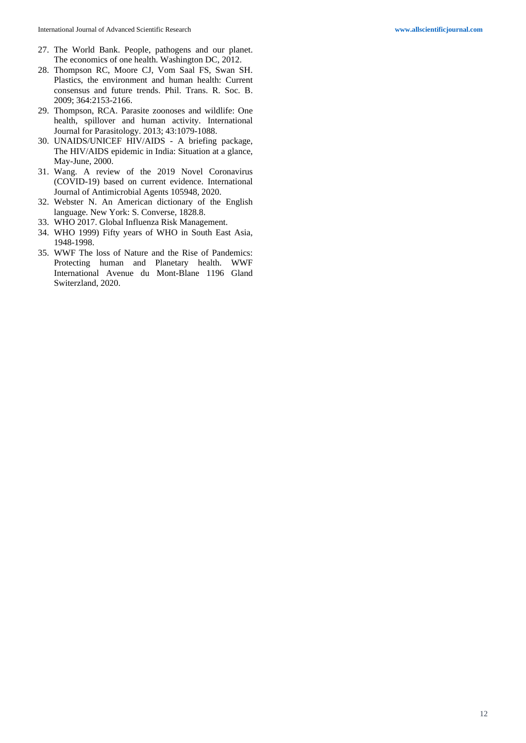27. The World Bank. People, pathogens and our planet. The economics of one health. Washington DC, 2012.
28. Thompson RC, Moore CJ, Vom Saal FS, Swan SH. Plastics, the environment and human health: Current consensus and future trends. Phil. Trans. R. Soc. B. 2009; 364:2153-2166.
29. Thompson, RCA. Parasite zoonoses and wildlife: One health, spillover and human activity. International Journal for Parasitology. 2013; 43:1079-1088.
30. UNAIDS/UNICEF HIV/AIDS - A briefing package, The HIV/AIDS epidemic in India: Situation at a glance, May-June, 2000.
31. Wang. A review of the 2019 Novel Coronavirus (COVID-19) based on current evidence. International Journal of Antimicrobial Agents 105948, 2020.
32. Webster N. An American dictionary of the English language. New York: S. Converse, 1828.8.
33. WHO 2017. Global Influenza Risk Management.
34. WHO 1999) Fifty years of WHO in South East Asia, 1948-1998.
35. WWF The loss of Nature and the Rise of Pandemics: Protecting human and Planetary health. WWF International Avenue du Mont-Blane 1196 Gland Switerzland, 2020.